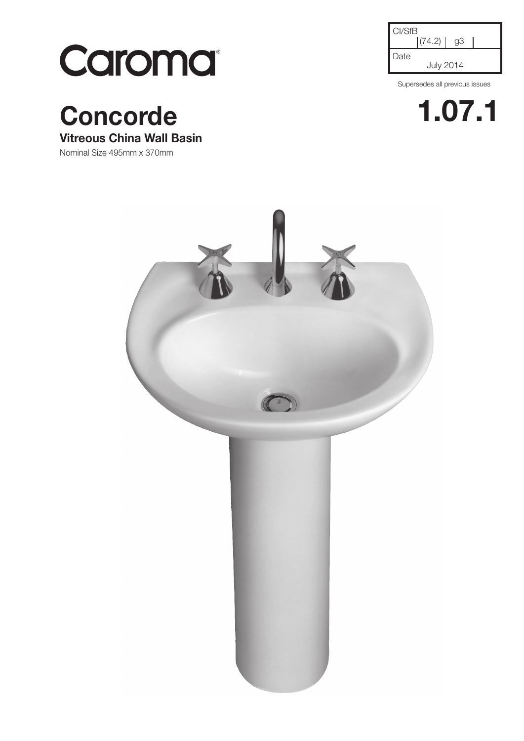Caroma®

| CI/SfB | (74.2) | g3 |
| --- | --- | --- |
| Date | July 2014 | |

Supersedes all previous issues

# 1.07.1

# Concorde

## Vitreous China Wall Basin

Nominal Size 495mm x 370mm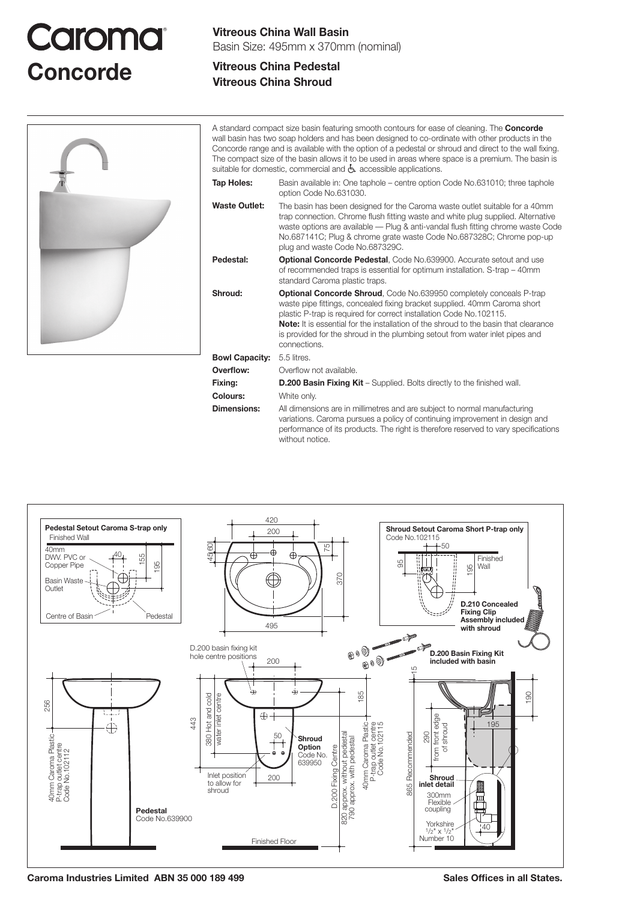# Caroma®

# Concorde

**Vitreous China Wall Basin**
Basin Size: 495mm x 370mm (nominal)

**Vitreous China Pedestal**
**Vitreous China Shroud**

A standard compact size basin featuring smooth contours for ease of cleaning. The **Concorde** wall basin has two soap holders and has been designed to co-ordinate with other products in the Concorde range and is available with the option of a pedestal or shroud and direct to the wall fixing. The compact size of the basin allows it to be used in areas where space is a premium. The basin is suitable for domestic, commercial and ♿ accessible applications.

| | |
|---|---|
| **Tap Holes:** | Basin available in: One taphole – centre option Code No.631010; three taphole option Code No.631030. |
| **Waste Outlet:** | The basin has been designed for the Caroma waste outlet suitable for a 40mm trap connection. Chrome flush fitting waste and white plug supplied. Alternative waste options are available — Plug & anti-vandal flush fitting chrome waste Code No.687141C; Plug & chrome grate waste Code No.687328C; Chrome pop-up plug and waste Code No.687329C. |
| **Pedestal:** | **Optional Concorde Pedestal**, Code No.639900. Accurate setout and use of recommended traps is essential for optimum installation. S-trap – 40mm standard Caroma plastic traps. |
| **Shroud:** | **Optional Concorde Shroud**, Code No.639950 completely conceals P-trap waste pipe fittings, concealed fixing bracket supplied. 40mm Caroma short plastic P-trap is required for correct installation Code No.102115. **Note:** It is essential for the installation of the shroud to the basin that clearance is provided for the shroud in the plumbing setout from water inlet pipes and connections. |
| **Bowl Capacity:** | 5.5 litres. |
| **Overflow:** | Overflow not available. |
| **Fixing:** | **D.200 Basin Fixing Kit** – Supplied. Bolts directly to the finished wall. |
| **Colours:** | White only. |
| **Dimensions:** | All dimensions are in millimetres and are subject to normal manufacturing variations. Caroma pursues a policy of continuing improvement in design and performance of its products. The right is therefore reserved to vary specifications without notice. |

**Pedestal Setout Caroma S-trap only**
Finished Wall
40mm DWV. PVC or Copper Pipe
40
155
195
Basin Waste Outlet
Centre of Basin
Pedestal

420
200
45
60
75
370
495

**Shroud Setout Caroma Short P-trap only**
Code No.102115
50
95
195
Finished Wall
**D.210 Concealed Fixing Clip Assembly included with shroud**

D.200 basin fixing kit hole centre positions
200
**D.200 Basin Fixing Kit included with basin**
15
190
195

256
40mm Caroma Plastic P-trap outlet centre Code No.102112
**Pedestal**
Code No.639900

443
380 Hot and cold water inlet centre
185
50
**Shroud Option**
Code No. 639950
Inlet position to allow for shroud
200
D.200 Fixing Centre
820 approx. without pedestal
790 approx. with pedestal
40mm Caroma Plastic P-trap outlet centre Code No.102115
Finished Floor

865 Recommended
290 from front edge of shroud
**Shroud inlet detail**
300mm Flexible coupling
Yorkshire 1/2" x 1/2" Number 10
40

**Caroma Industries Limited ABN 35 000 189 499**

**Sales Offices in all States.**